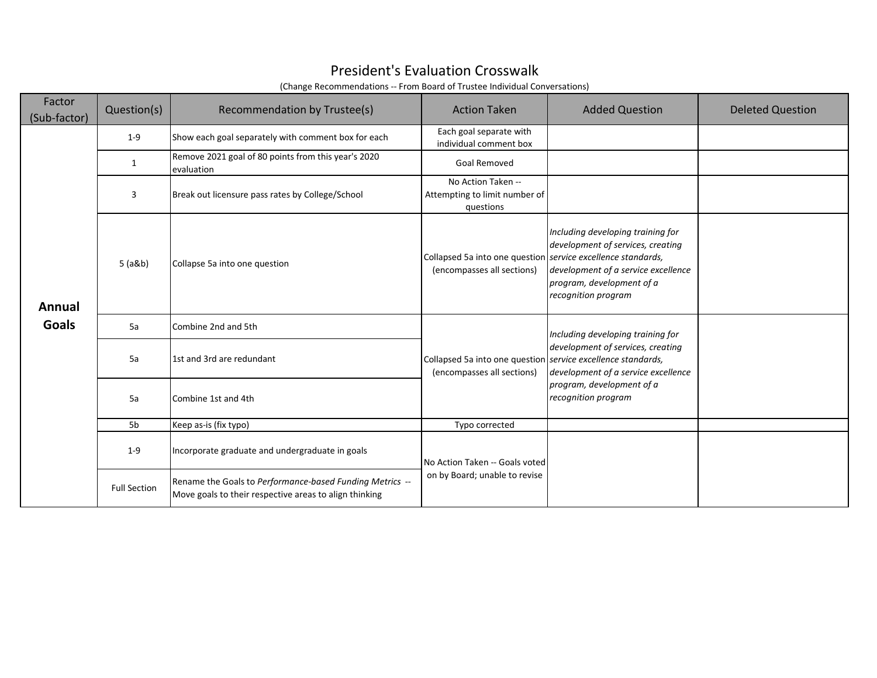# President's Evaluation Crosswalk

(Change Recommendations -- From Board of Trustee Individual Conversations)

| Factor (Sub-factor) | Question(s) | Recommendation by Trustee(s) | Action Taken | Added Question | Deleted Question |
|---|---|---|---|---|---|
| **Annual Goals** | 1-9 | Show each goal separately with comment box for each | Each goal separate with individual comment box | | |
| | 1 | Remove 2021 goal of 80 points from this year's 2020 evaluation | Goal Removed | | |
| | 3 | Break out licensure pass rates by College/School | No Action Taken -- Attempting to limit number of questions | | |
| | 5 (a&b) | Collapse 5a into one question | Collapsed 5a into one question (encompasses all sections) | *Including developing training for development of services, creating service excellence standards, development of a service excellence program, development of a recognition program* | |
| | 5a | Combine 2nd and 5th | Collapsed 5a into one question (encompasses all sections) | *Including developing training for development of services, creating service excellence standards, development of a service excellence program, development of a recognition program* | |
| | 5a | 1st and 3rd are redundant | | | |
| | 5a | Combine 1st and 4th | | | |
| | 5b | Keep as-is (fix typo) | Typo corrected | | |
| | 1-9 | Incorporate graduate and undergraduate in goals | No Action Taken -- Goals voted on by Board; unable to revise | | |
| | Full Section | Rename the Goals to *Performance-based Funding Metrics* -- Move goals to their respective areas to align thinking | | | |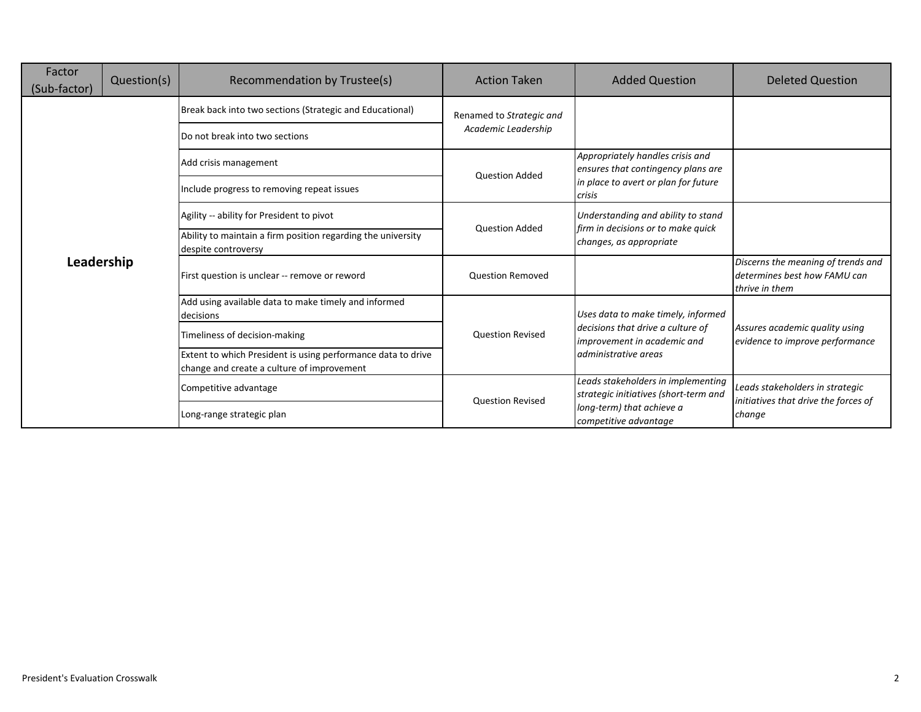| Factor (Sub-factor) | Question(s) | Recommendation by Trustee(s) | Action Taken | Added Question | Deleted Question |
|---|---|---|---|---|---|
| **Leadership** | | Break back into two sections (Strategic and Educational) | Renamed to *Strategic and Academic Leadership* | | |
| | | Do not break into two sections | | | |
| | | Add crisis management | Question Added | *Appropriately handles crisis and ensures that contingency plans are in place to avert or plan for future crisis* | |
| | | Include progress to removing repeat issues | | | |
| | | Agility -- ability for President to pivot | Question Added | *Understanding and ability to stand firm in decisions or to make quick changes, as appropriate* | |
| | | Ability to maintain a firm position regarding the university despite controversy | | | |
| | | First question is unclear -- remove or reword | Question Removed | | *Discerns the meaning of trends and determines best how FAMU can thrive in them* |
| | | Add using available data to make timely and informed decisions | Question Revised | *Uses data to make timely, informed decisions that drive a culture of improvement in academic and administrative areas* | *Assures academic quality using evidence to improve performance* |
| | | Timeliness of decision-making | | | |
| | | Extent to which President is using performance data to drive change and create a culture of improvement | | | |
| | | Competitive advantage | Question Revised | *Leads stakeholders in implementing strategic initiatives (short-term and long-term) that achieve a competitive advantage* | *Leads stakeholders in strategic initiatives that drive the forces of change* |
| | | Long-range strategic plan | | | |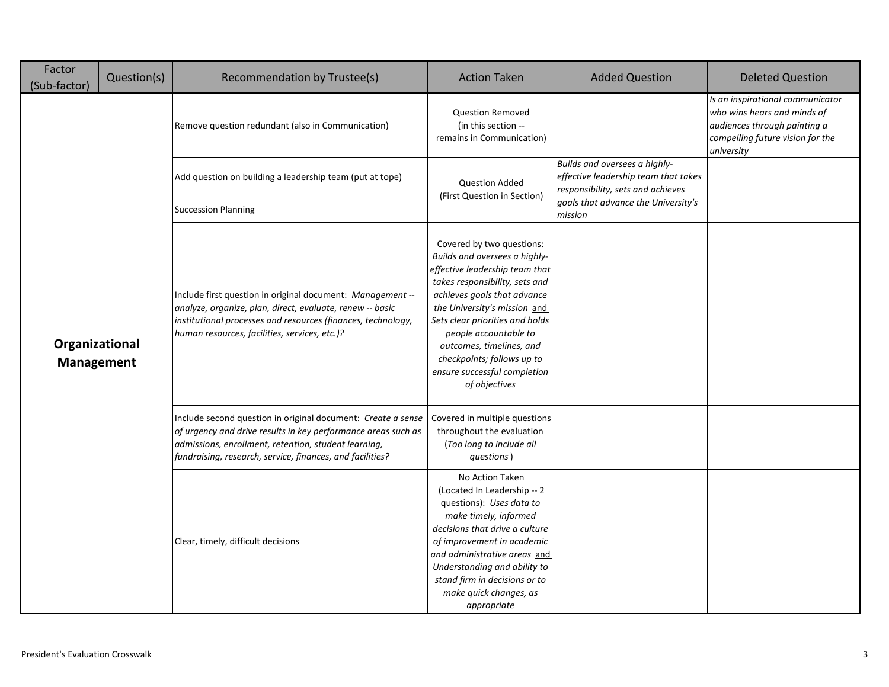| Factor (Sub-factor) | Question(s) | Recommendation by Trustee(s) | Action Taken | Added Question | Deleted Question |
|---|---|---|---|---|---|
| **Organizational Management** | | Remove question redundant (also in Communication) | Question Removed (in this section -- remains in Communication) | | *Is an inspirational communicator who wins hears and minds of audiences through painting a compelling future vision for the university* |
| | | Add question on building a leadership team (put at tope) | Question Added (First Question in Section) | *Builds and oversees a highly-effective leadership team that takes responsibility, sets and achieves goals that advance the University's mission* | |
| | | Succession Planning | | | |
| | | Include first question in original document: *Management -- analyze, organize, plan, direct, evaluate, renew -- basic institutional processes and resources (finances, technology, human resources, facilities, services, etc.)?* | Covered by two questions: *Builds and oversees a highly-effective leadership team that takes responsibility, sets and achieves goals that advance the University's mission* and *Sets clear priorities and holds people accountable to outcomes, timelines, and checkpoints; follows up to ensure successful completion of objectives* | | |
| | | Include second question in original document: *Create a sense of urgency and drive results in key performance areas such as admissions, enrollment, retention, student learning, fundraising, research, service, finances, and facilities?* | Covered in multiple questions throughout the evaluation (*Too long to include all questions*) | | |
| | | Clear, timely, difficult decisions | No Action Taken (Located In Leadership -- 2 questions): *Uses data to make timely, informed decisions that drive a culture of improvement in academic and administrative areas* and *Understanding and ability to stand firm in decisions or to make quick changes, as appropriate* | | |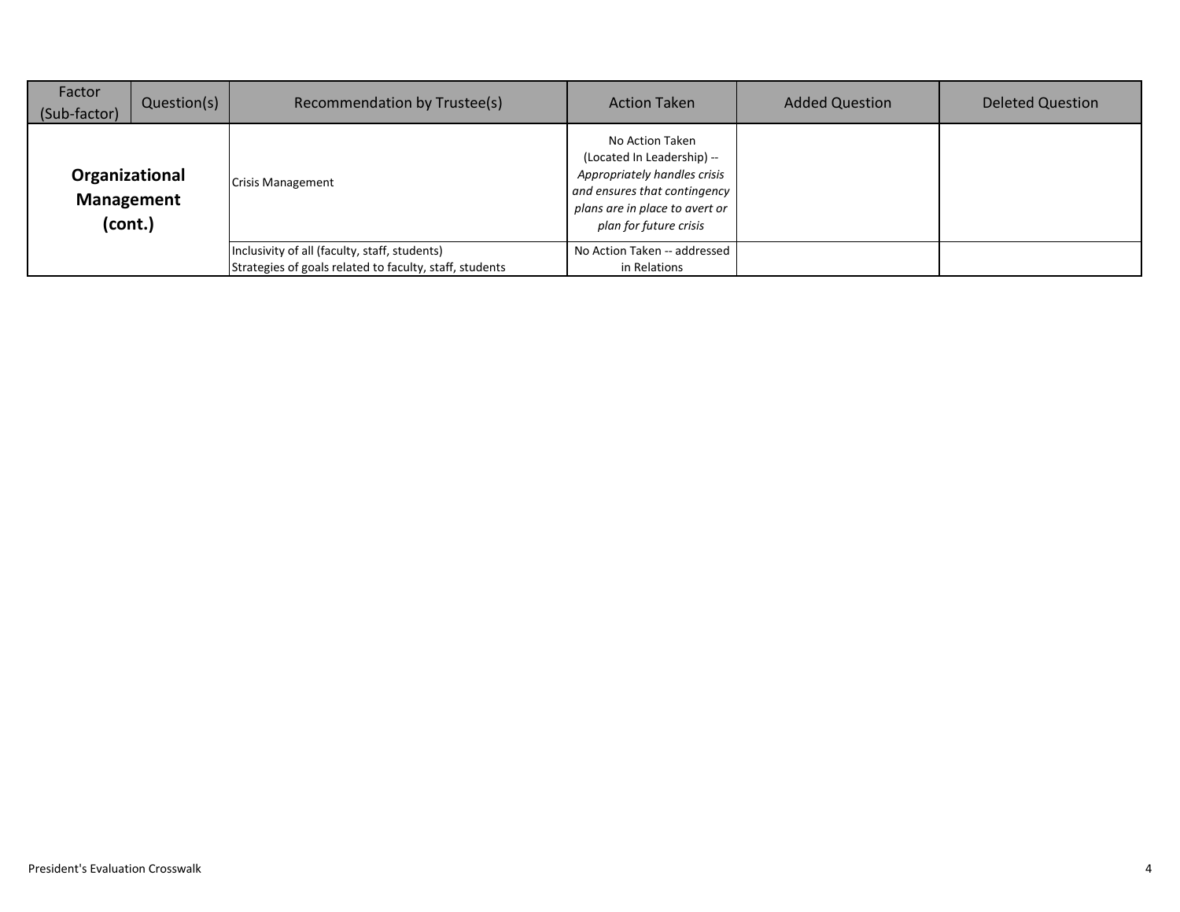| Factor (Sub-factor) | Question(s) | Recommendation by Trustee(s) | Action Taken | Added Question | Deleted Question |
|---|---|---|---|---|---|
| **Organizational Management (cont.)** | | Crisis Management | No Action Taken (Located In Leadership) -- *Appropriately handles crisis and ensures that contingency plans are in place to avert or plan for future crisis* | | |
| | | Inclusivity of all (faculty, staff, students)<br>Strategies of goals related to faculty, staff, students | No Action Taken -- addressed in Relations | | |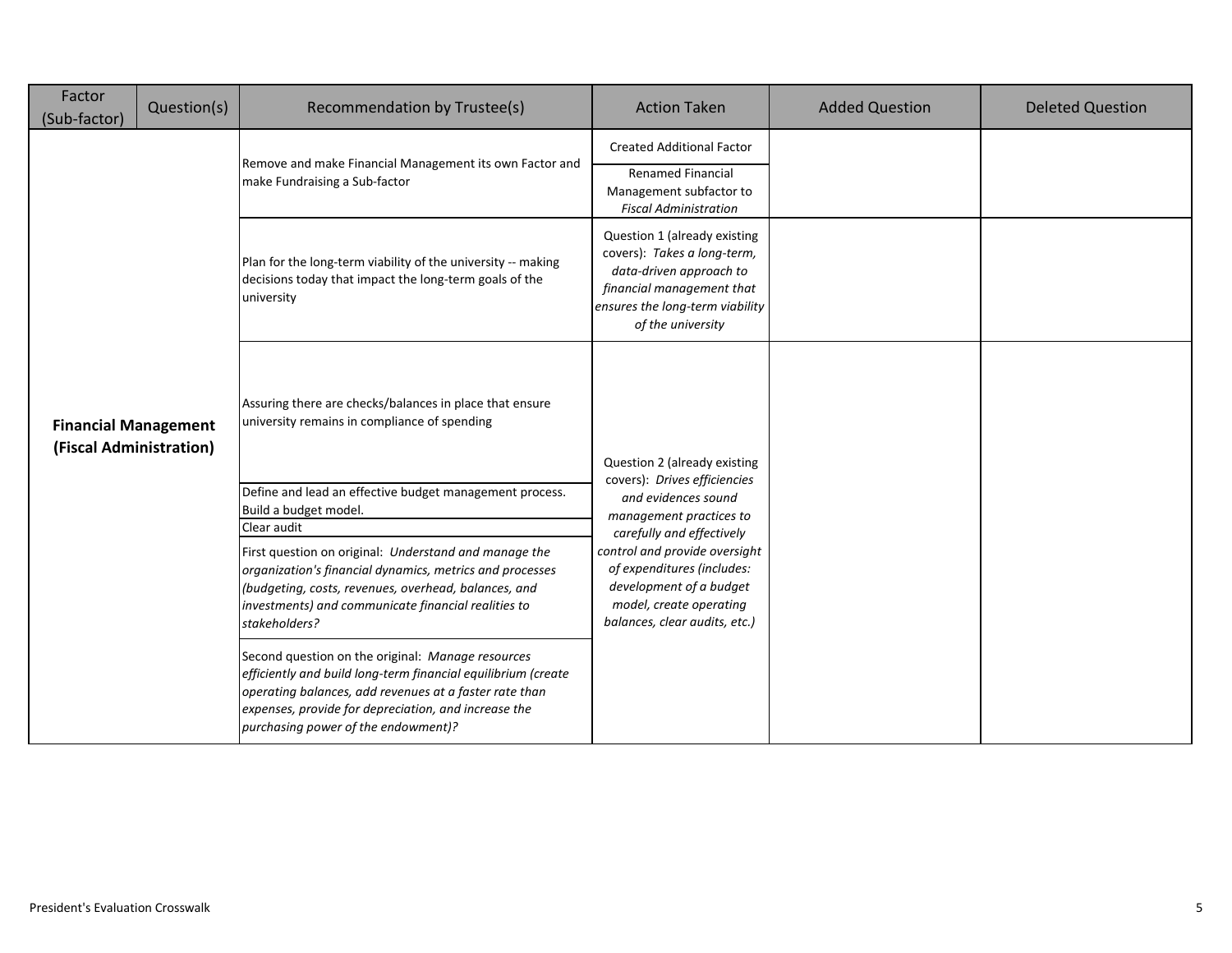| Factor (Sub-factor) | Question(s) | Recommendation by Trustee(s) | Action Taken | Added Question | Deleted Question |
|---|---|---|---|---|---|
| **Financial Management (Fiscal Administration)** | | Remove and make Financial Management its own Factor and make Fundraising a Sub-factor | Created Additional Factor<br>Renamed Financial Management subfactor to *Fiscal Administration* | | |
| | | Plan for the long-term viability of the university -- making decisions today that impact the long-term goals of the university | Question 1 (already existing covers): *Takes a long-term, data-driven approach to financial management that ensures the long-term viability of the university* | | |
| | | Assuring there are checks/balances in place that ensure university remains in compliance of spending | Question 2 (already existing covers): *Drives efficiencies and evidences sound management practices to carefully and effectively control and provide oversight of expenditures (includes: development of a budget model, create operating balances, clear audits, etc.)* | | |
| | | Define and lead an effective budget management process. Build a budget model. | | | |
| | | Clear audit | | | |
| | | First question on original: *Understand and manage the organization's financial dynamics, metrics and processes (budgeting, costs, revenues, overhead, balances, and investments) and communicate financial realities to stakeholders?* | | | |
| | | Second question on the original: *Manage resources efficiently and build long-term financial equilibrium (create operating balances, add revenues at a faster rate than expenses, provide for depreciation, and increase the purchasing power of the endowment)?* | | | |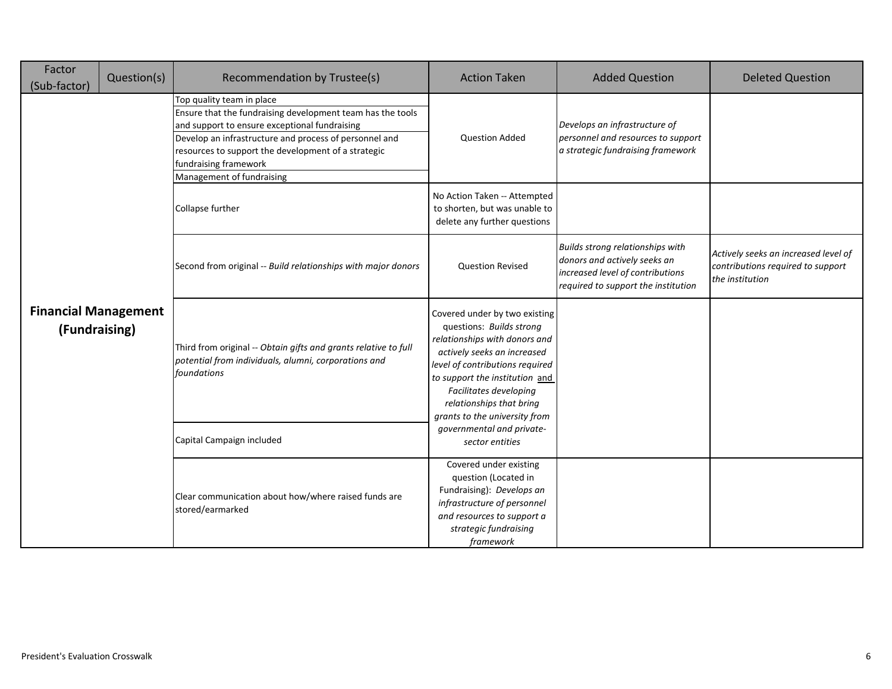| Factor (Sub-factor) | Question(s) | Recommendation by Trustee(s) | Action Taken | Added Question | Deleted Question |
|---|---|---|---|---|---|
| **Financial Management (Fundraising)** | | Top quality team in place<br>Ensure that the fundraising development team has the tools and support to ensure exceptional fundraising<br>Develop an infrastructure and process of personnel and resources to support the development of a strategic fundraising framework<br>Management of fundraising | Question Added | *Develops an infrastructure of personnel and resources to support a strategic fundraising framework* | |
| | | Collapse further | No Action Taken -- Attempted to shorten, but was unable to delete any further questions | | |
| | | Second from original -- *Build relationships with major donors* | Question Revised | *Builds strong relationships with donors and actively seeks an increased level of contributions required to support the institution* | *Actively seeks an increased level of contributions required to support the institution* |
| | | Third from original -- *Obtain gifts and grants relative to full potential from individuals, alumni, corporations and foundations* | Covered under by two existing questions: *Builds strong relationships with donors and actively seeks an increased level of contributions required to support the institution* and *Facilitates developing relationships that bring grants to the university from governmental and private-sector entities* | | |
| | | Capital Campaign included | | | |
| | | Clear communication about how/where raised funds are stored/earmarked | Covered under existing question (Located in Fundraising): *Develops an infrastructure of personnel and resources to support a strategic fundraising framework* | | |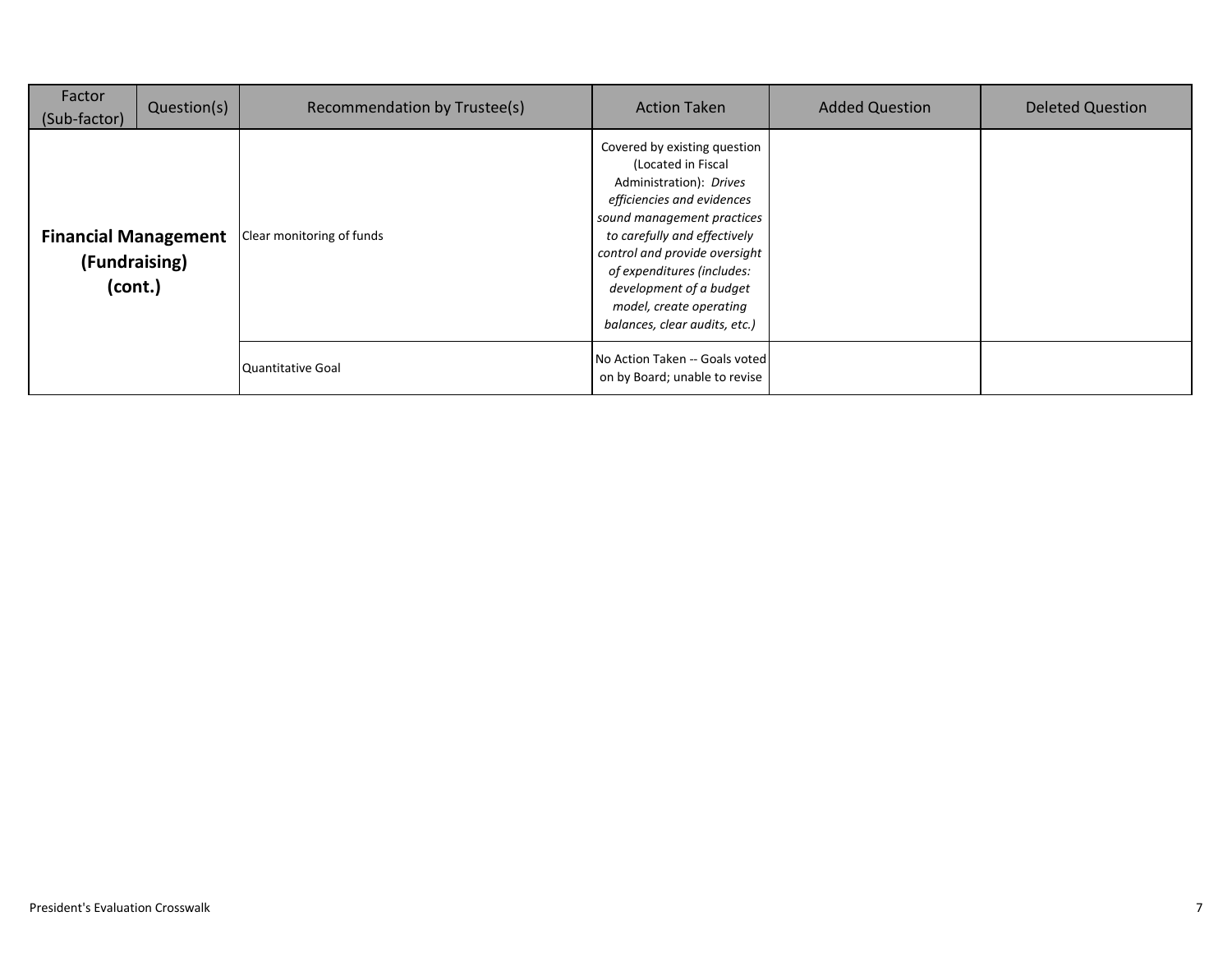| Factor (Sub-factor) | Question(s) | Recommendation by Trustee(s) | Action Taken | Added Question | Deleted Question |
|---|---|---|---|---|---|
| **Financial Management (Fundraising) (cont.)** | | Clear monitoring of funds | Covered by existing question (Located in Fiscal Administration): *Drives efficiencies and evidences sound management practices to carefully and effectively control and provide oversight of expenditures (includes: development of a budget model, create operating balances, clear audits, etc.)* | | |
| | | Quantitative Goal | No Action Taken -- Goals voted on by Board; unable to revise | | |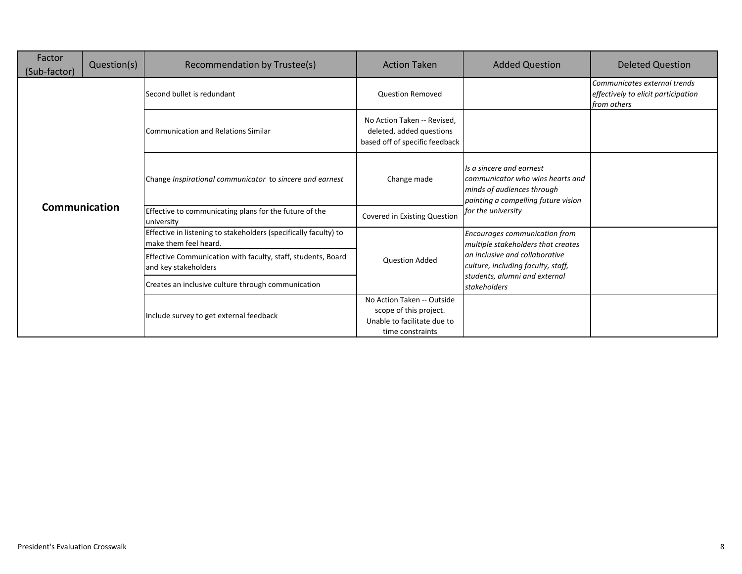| Factor (Sub-factor) | Question(s) | Recommendation by Trustee(s) | Action Taken | Added Question | Deleted Question |
|---|---|---|---|---|---|
| **Communication** | | Second bullet is redundant | Question Removed | | *Communicates external trends effectively to elicit participation from others* |
| | | Communication and Relations Similar | No Action Taken -- Revised, deleted, added questions based off of specific feedback | | |
| | | Change *Inspirational communicator* to *sincere and earnest* | Change made | *Is a sincere and earnest communicator who wins hearts and minds of audiences through painting a compelling future vision for the university* | |
| | | Effective to communicating plans for the future of the university | Covered in Existing Question | | |
| | | Effective in listening to stakeholders (specifically faculty) to make them feel heard. | Question Added | *Encourages communication from multiple stakeholders that creates an inclusive and collaborative culture, including faculty, staff, students, alumni and external stakeholders* | |
| | | Effective Communication with faculty, staff, students, Board and key stakeholders | | | |
| | | Creates an inclusive culture through communication | | | |
| | | Include survey to get external feedback | No Action Taken -- Outside scope of this project. Unable to facilitate due to time constraints | | |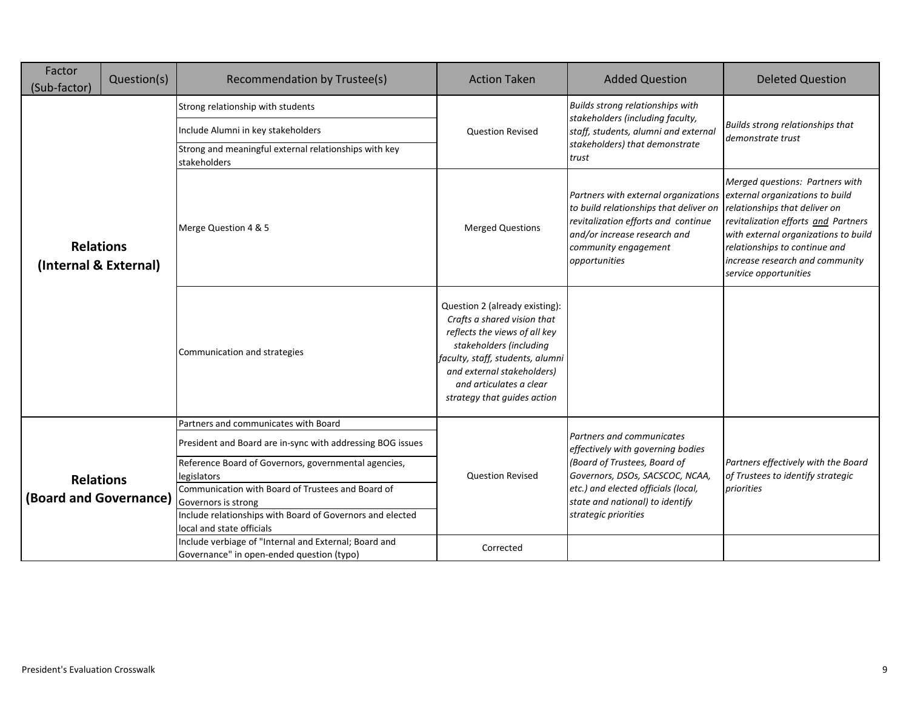| Factor (Sub-factor) | Question(s) | Recommendation by Trustee(s) | Action Taken | Added Question | Deleted Question |
|---|---|---|---|---|---|
| **Relations (Internal & External)** | | Strong relationship with students | Question Revised | *Builds strong relationships with stakeholders (including faculty, staff, students, alumni and external stakeholders) that demonstrate trust* | *Builds strong relationships that demonstrate trust* |
| | | Include Alumni in key stakeholders | | | |
| | | Strong and meaningful external relationships with key stakeholders | | | |
| | | Merge Question 4 & 5 | Merged Questions | *Partners with external organizations to build relationships that deliver on revitalization efforts and continue and/or increase research and community engagement opportunities* | *Merged questions: Partners with external organizations to build relationships that deliver on revitalization efforts and Partners with external organizations to build relationships to continue and increase research and community service opportunities* |
| | | Communication and strategies | Question 2 (already existing): *Crafts a shared vision that reflects the views of all key stakeholders (including faculty, staff, students, alumni and external stakeholders) and articulates a clear strategy that guides action* | | |
| **Relations (Board and Governance)** | | Partners and communicates with Board | Question Revised | *Partners and communicates effectively with governing bodies (Board of Trustees, Board of Governors, DSOs, SACSCOC, NCAA, etc.) and elected officials (local, state and national) to identify strategic priorities* | *Partners effectively with the Board of Trustees to identify strategic priorities* |
| | | President and Board are in-sync with addressing BOG issues | | | |
| | | Reference Board of Governors, governmental agencies, legislators | | | |
| | | Communication with Board of Trustees and Board of Governors is strong | | | |
| | | Include relationships with Board of Governors and elected local and state officials | | | |
| | | Include verbiage of "Internal and External; Board and Governance" in open-ended question (typo) | Corrected | | |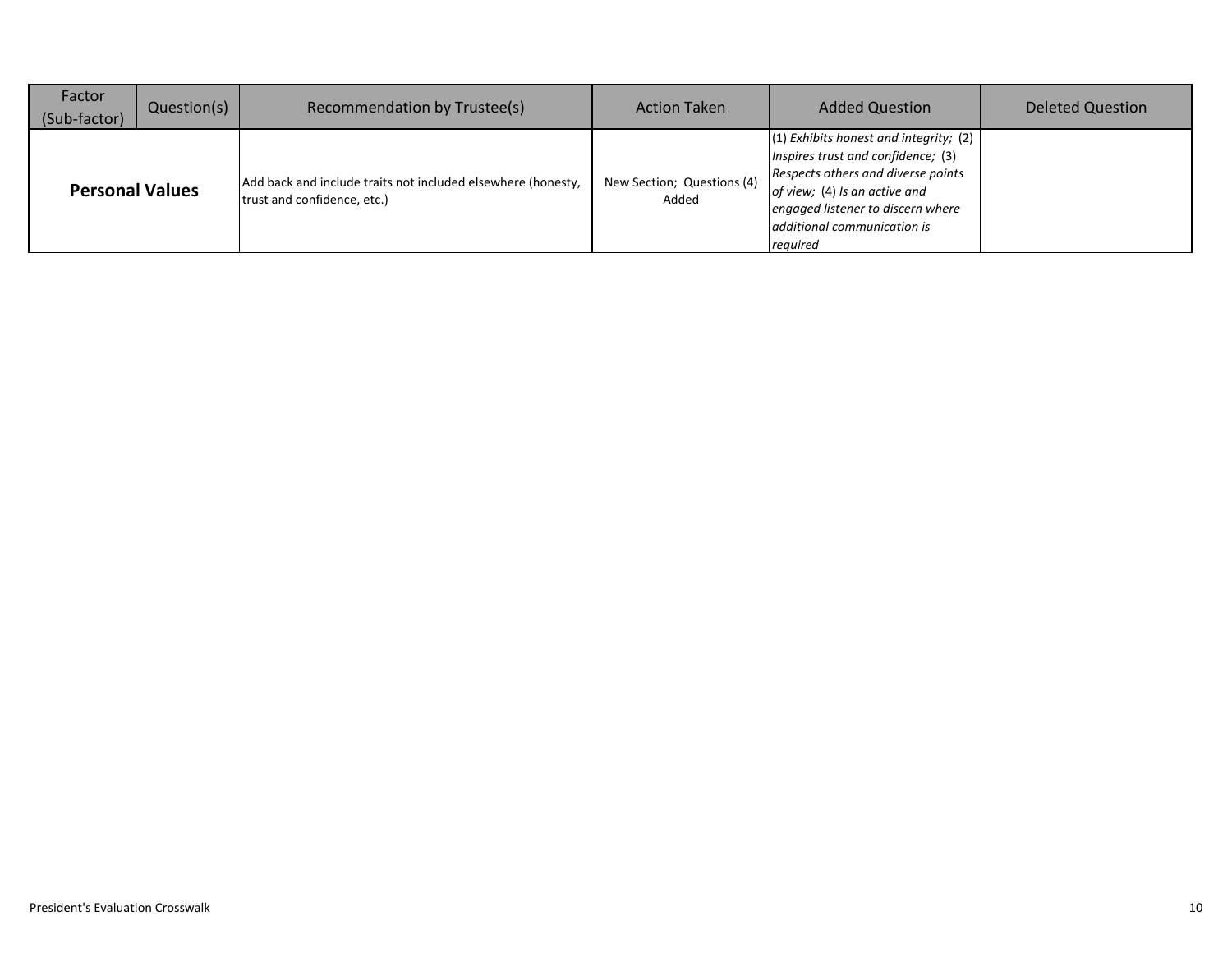| Factor (Sub-factor) | Question(s) | Recommendation by Trustee(s) | Action Taken | Added Question | Deleted Question |
|---|---|---|---|---|---|
| **Personal Values** | | Add back and include traits not included elsewhere (honesty, trust and confidence, etc.) | New Section; Questions (4) Added | (1) *Exhibits honest and integrity;* (2) *Inspires trust and confidence;* (3) *Respects others and diverse points of view;* (4) *Is an active and engaged listener to discern where additional communication is required* | |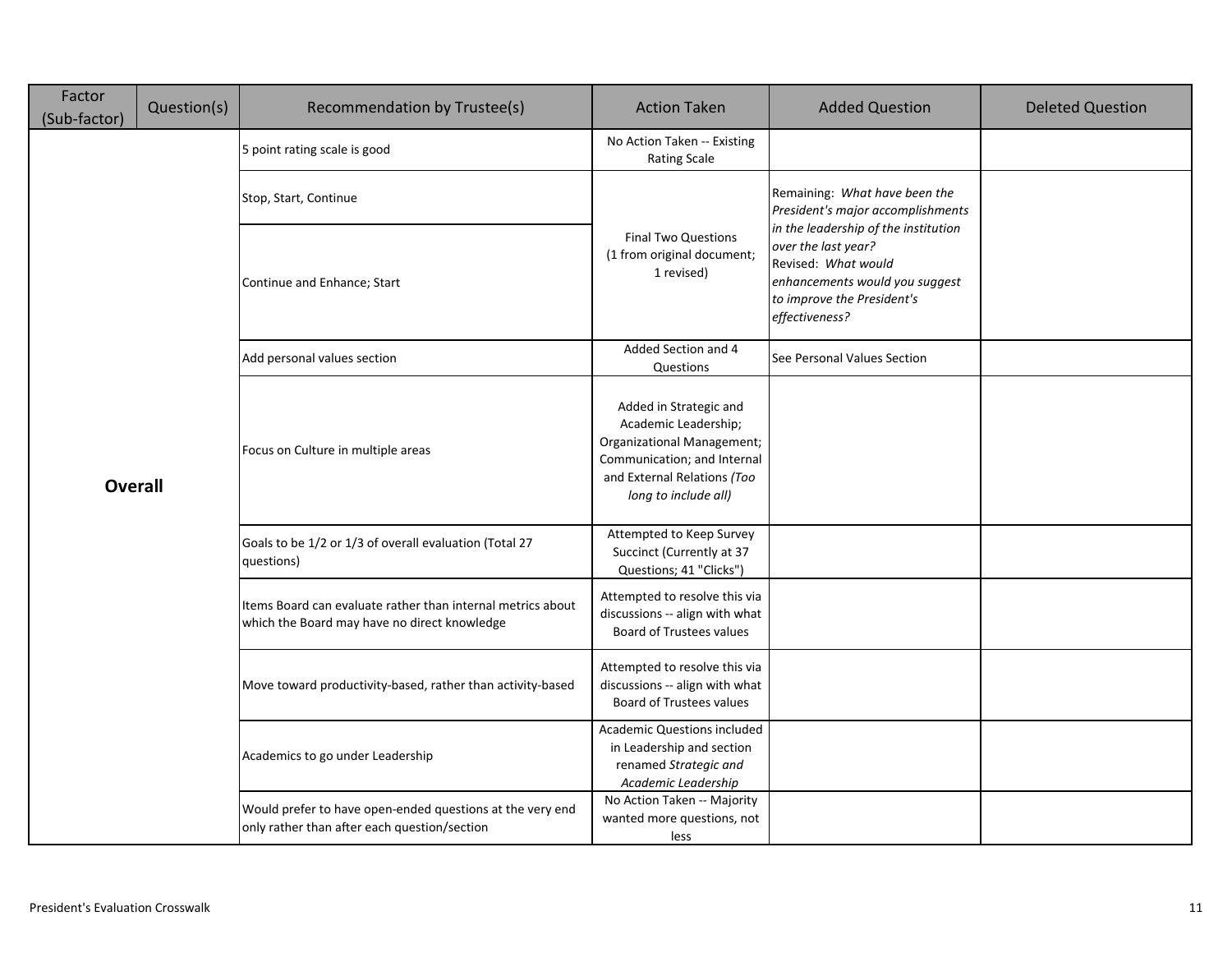| Factor (Sub-factor) | Question(s) | Recommendation by Trustee(s) | Action Taken | Added Question | Deleted Question |
|---|---|---|---|---|---|
| **Overall** | | 5 point rating scale is good | No Action Taken -- Existing Rating Scale | | |
| | | Stop, Start, Continue | Final Two Questions (1 from original document; 1 revised) | Remaining: *What have been the President's major accomplishments in the leadership of the institution over the last year?* Revised: *What would enhancements would you suggest to improve the President's effectiveness?* | |
| | | Continue and Enhance; Start | | | |
| | | Add personal values section | Added Section and 4 Questions | See Personal Values Section | |
| | | Focus on Culture in multiple areas | Added in Strategic and Academic Leadership; Organizational Management; Communication; and Internal and External Relations *(Too long to include all)* | | |
| | | Goals to be 1/2 or 1/3 of overall evaluation (Total 27 questions) | Attempted to Keep Survey Succinct (Currently at 37 Questions; 41 "Clicks") | | |
| | | Items Board can evaluate rather than internal metrics about which the Board may have no direct knowledge | Attempted to resolve this via discussions -- align with what Board of Trustees values | | |
| | | Move toward productivity-based, rather than activity-based | Attempted to resolve this via discussions -- align with what Board of Trustees values | | |
| | | Academics to go under Leadership | Academic Questions included in Leadership and section renamed *Strategic and Academic Leadership* | | |
| | | Would prefer to have open-ended questions at the very end only rather than after each question/section | No Action Taken -- Majority wanted more questions, not less | | |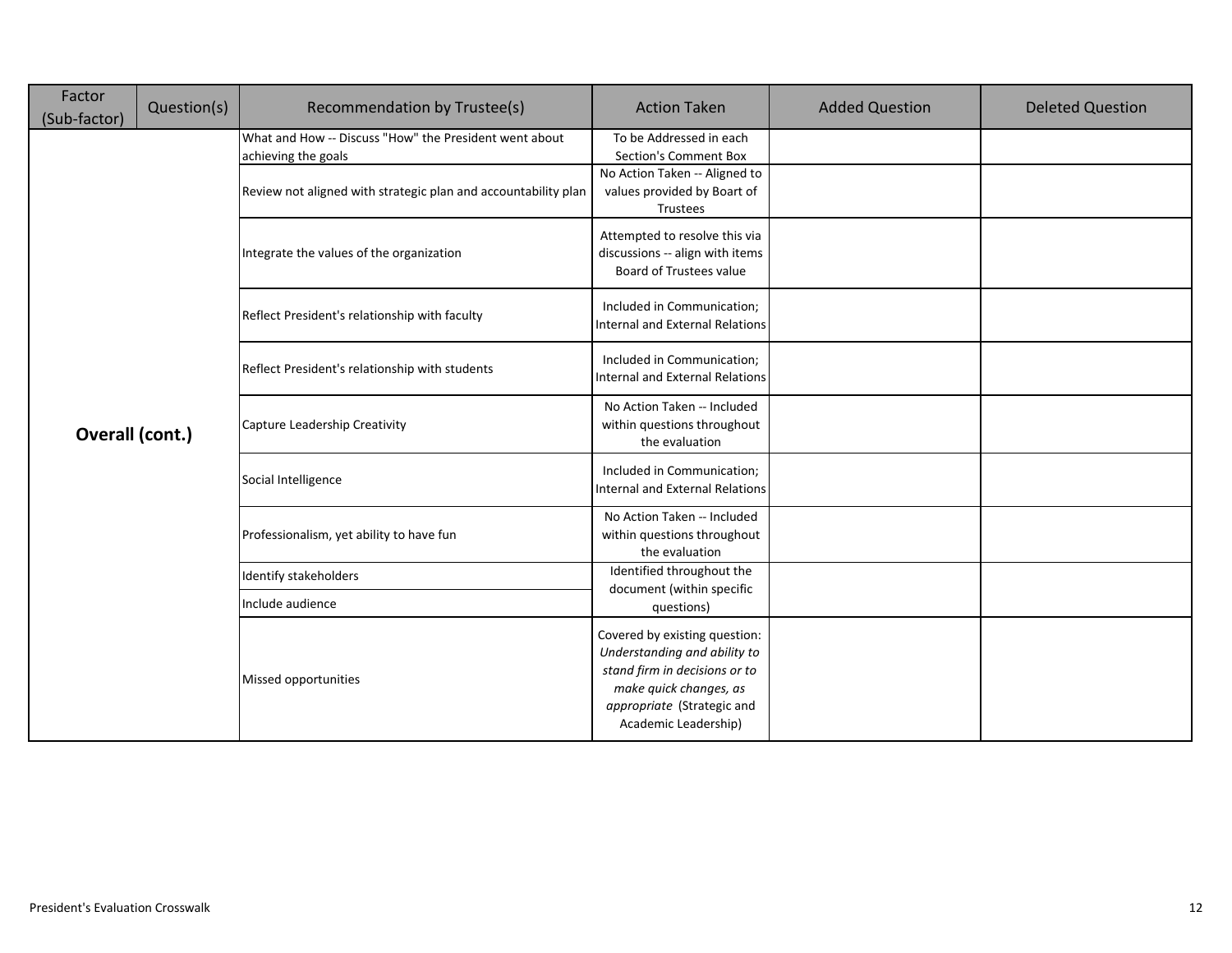| Factor (Sub-factor) | Question(s) | Recommendation by Trustee(s) | Action Taken | Added Question | Deleted Question |
|---|---|---|---|---|---|
| **Overall (cont.)** | | What and How -- Discuss "How" the President went about achieving the goals | To be Addressed in each Section's Comment Box | | |
| | | Review not aligned with strategic plan and accountability plan | No Action Taken -- Aligned to values provided by Boart of Trustees | | |
| | | Integrate the values of the organization | Attempted to resolve this via discussions -- align with items Board of Trustees value | | |
| | | Reflect President's relationship with faculty | Included in Communication; Internal and External Relations | | |
| | | Reflect President's relationship with students | Included in Communication; Internal and External Relations | | |
| | | Capture Leadership Creativity | No Action Taken -- Included within questions throughout the evaluation | | |
| | | Social Intelligence | Included in Communication; Internal and External Relations | | |
| | | Professionalism, yet ability to have fun | No Action Taken -- Included within questions throughout the evaluation | | |
| | | Identify stakeholders | Identified throughout the document (within specific questions) | | |
| | | Include audience | | | |
| | | Missed opportunities | Covered by existing question: *Understanding and ability to stand firm in decisions or to make quick changes, as appropriate* (Strategic and Academic Leadership) | | |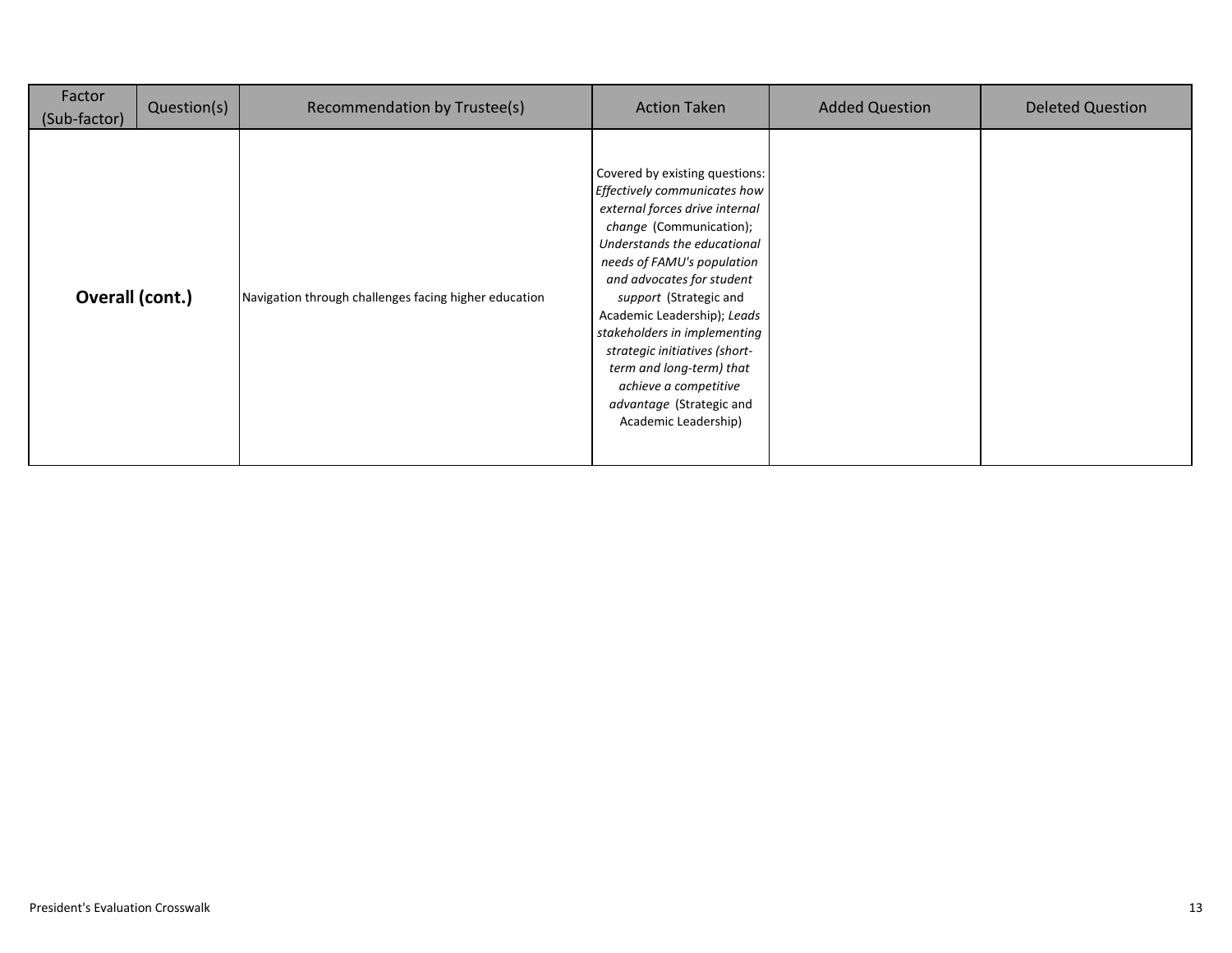| Factor (Sub-factor) | Question(s) | Recommendation by Trustee(s) | Action Taken | Added Question | Deleted Question |
|---|---|---|---|---|---|
| **Overall (cont.)** | | Navigation through challenges facing higher education | Covered by existing questions: *Effectively communicates how external forces drive internal change* (Communication); *Understands the educational needs of FAMU's population and advocates for student support* (Strategic and Academic Leadership); *Leads stakeholders in implementing strategic initiatives (short-term and long-term) that achieve a competitive advantage* (Strategic and Academic Leadership) | | |